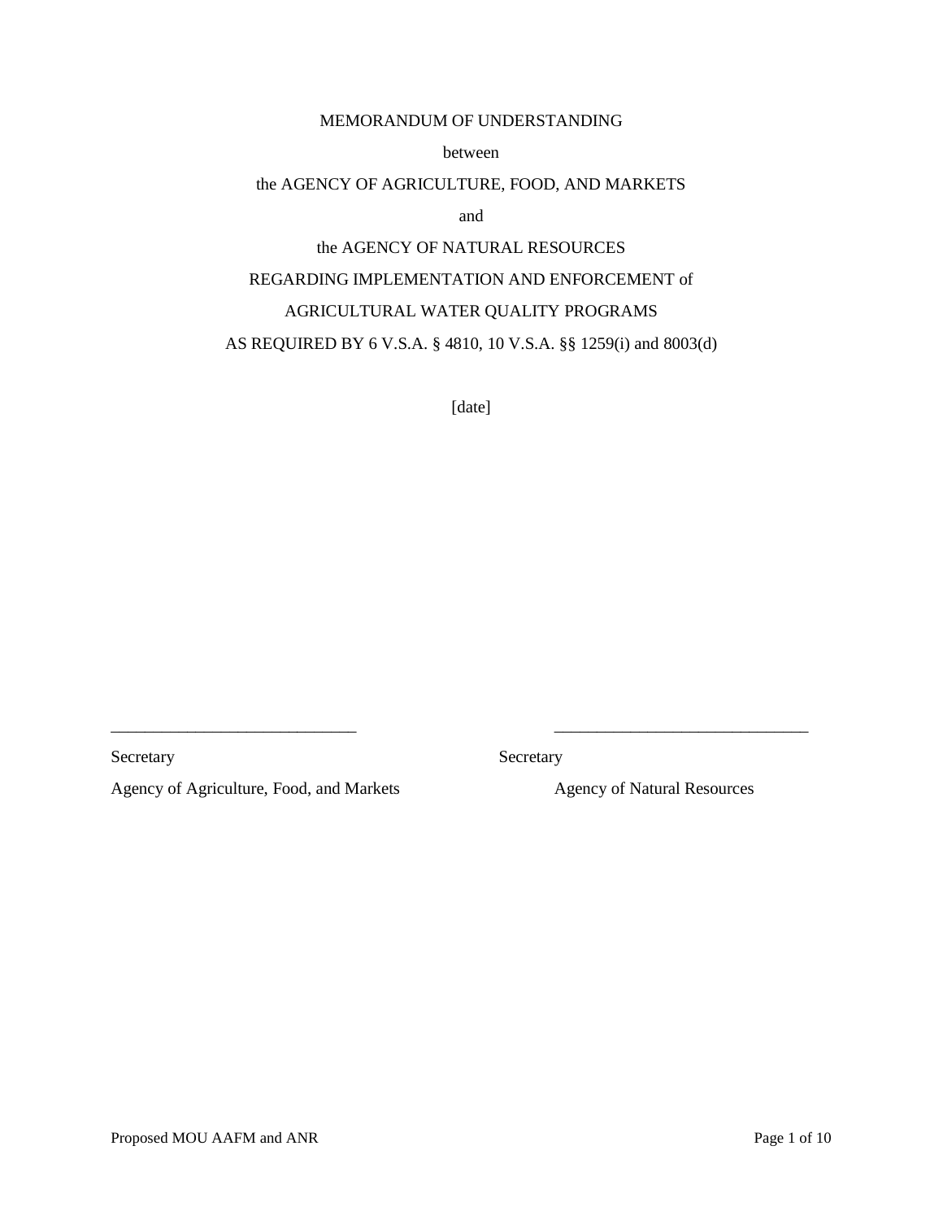MEMORANDUM OF UNDERSTANDING

between

the AGENCY OF AGRICULTURE, FOOD, AND MARKETS

and

the AGENCY OF NATURAL RESOURCES

REGARDING IMPLEMENTATION AND ENFORCEMENT of

AGRICULTURAL WATER QUALITY PROGRAMS

AS REQUIRED BY 6 V.S.A. § 4810, 10 V.S.A. §§ 1259(i) and 8003(d)

[date]

______________________________

Secretary

Agency of Agriculture, Food, and Markets

______________________________

Secretary

Agency of Natural Resources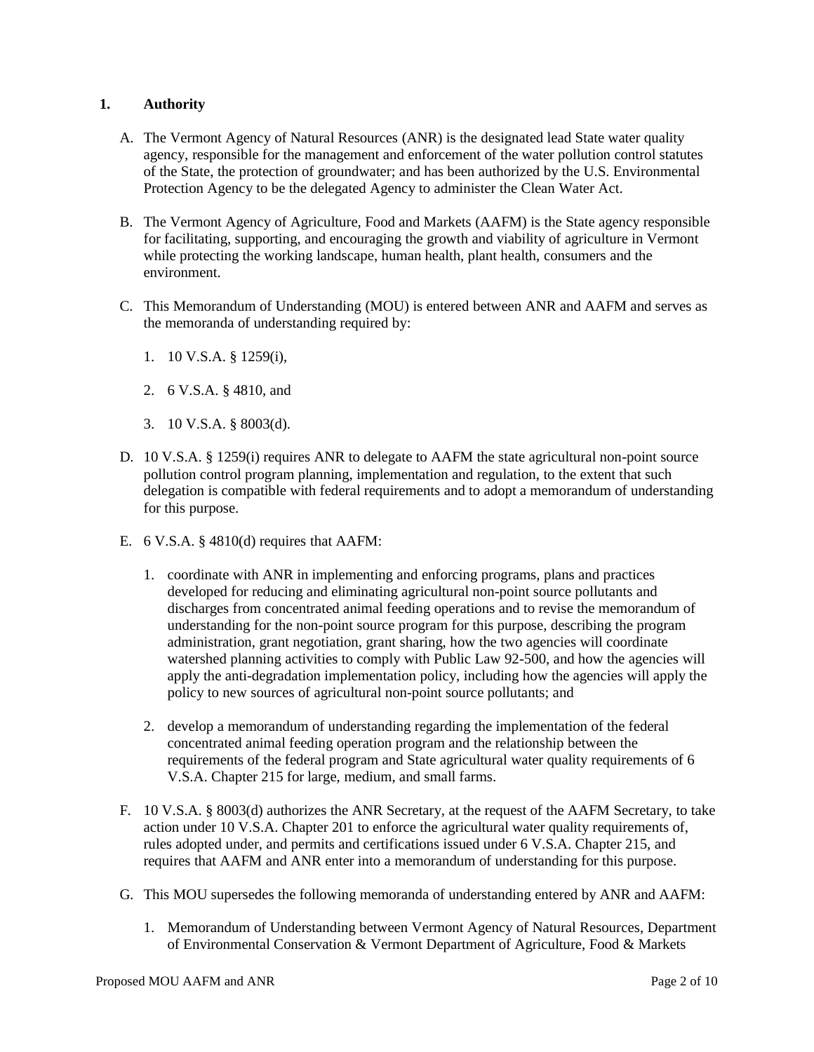## 1. Authority

A. The Vermont Agency of Natural Resources (ANR) is the designated lead State water quality agency, responsible for the management and enforcement of the water pollution control statutes of the State, the protection of groundwater; and has been authorized by the U.S. Environmental Protection Agency to be the delegated Agency to administer the Clean Water Act.

B. The Vermont Agency of Agriculture, Food and Markets (AAFM) is the State agency responsible for facilitating, supporting, and encouraging the growth and viability of agriculture in Vermont while protecting the working landscape, human health, plant health, consumers and the environment.

C. This Memorandum of Understanding (MOU) is entered between ANR and AAFM and serves as the memoranda of understanding required by:

   1. 10 V.S.A. § 1259(i),

   2. 6 V.S.A. § 4810, and

   3. 10 V.S.A. § 8003(d).

D. 10 V.S.A. § 1259(i) requires ANR to delegate to AAFM the state agricultural non-point source pollution control program planning, implementation and regulation, to the extent that such delegation is compatible with federal requirements and to adopt a memorandum of understanding for this purpose.

E. 6 V.S.A. § 4810(d) requires that AAFM:

   1. coordinate with ANR in implementing and enforcing programs, plans and practices developed for reducing and eliminating agricultural non-point source pollutants and discharges from concentrated animal feeding operations and to revise the memorandum of understanding for the non-point source program for this purpose, describing the program administration, grant negotiation, grant sharing, how the two agencies will coordinate watershed planning activities to comply with Public Law 92-500, and how the agencies will apply the anti-degradation implementation policy, including how the agencies will apply the policy to new sources of agricultural non-point source pollutants; and

   2. develop a memorandum of understanding regarding the implementation of the federal concentrated animal feeding operation program and the relationship between the requirements of the federal program and State agricultural water quality requirements of 6 V.S.A. Chapter 215 for large, medium, and small farms.

F. 10 V.S.A. § 8003(d) authorizes the ANR Secretary, at the request of the AAFM Secretary, to take action under 10 V.S.A. Chapter 201 to enforce the agricultural water quality requirements of, rules adopted under, and permits and certifications issued under 6 V.S.A. Chapter 215, and requires that AAFM and ANR enter into a memorandum of understanding for this purpose.

G. This MOU supersedes the following memoranda of understanding entered by ANR and AAFM:

   1. Memorandum of Understanding between Vermont Agency of Natural Resources, Department of Environmental Conservation & Vermont Department of Agriculture, Food & Markets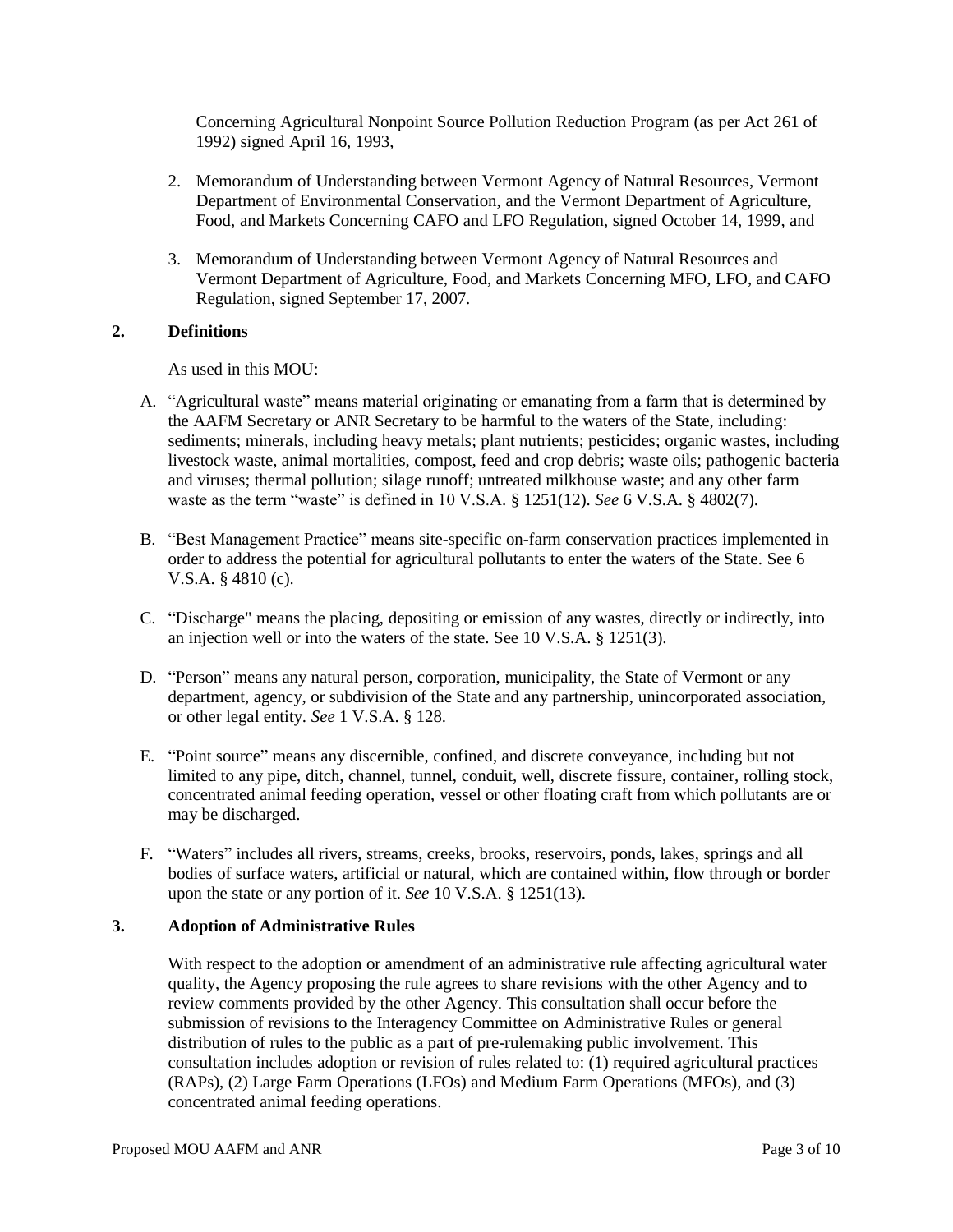Concerning Agricultural Nonpoint Source Pollution Reduction Program (as per Act 261 of 1992) signed April 16, 1993,

2. Memorandum of Understanding between Vermont Agency of Natural Resources, Vermont Department of Environmental Conservation, and the Vermont Department of Agriculture, Food, and Markets Concerning CAFO and LFO Regulation, signed October 14, 1999, and

3. Memorandum of Understanding between Vermont Agency of Natural Resources and Vermont Department of Agriculture, Food, and Markets Concerning MFO, LFO, and CAFO Regulation, signed September 17, 2007.

## 2. Definitions

As used in this MOU:

A. "Agricultural waste" means material originating or emanating from a farm that is determined by the AAFM Secretary or ANR Secretary to be harmful to the waters of the State, including: sediments; minerals, including heavy metals; plant nutrients; pesticides; organic wastes, including livestock waste, animal mortalities, compost, feed and crop debris; waste oils; pathogenic bacteria and viruses; thermal pollution; silage runoff; untreated milkhouse waste; and any other farm waste as the term "waste" is defined in 10 V.S.A. § 1251(12). *See* 6 V.S.A. § 4802(7).

B. "Best Management Practice" means site-specific on-farm conservation practices implemented in order to address the potential for agricultural pollutants to enter the waters of the State. See 6 V.S.A. § 4810 (c).

C. "Discharge" means the placing, depositing or emission of any wastes, directly or indirectly, into an injection well or into the waters of the state. See 10 V.S.A. § 1251(3).

D. "Person" means any natural person, corporation, municipality, the State of Vermont or any department, agency, or subdivision of the State and any partnership, unincorporated association, or other legal entity. *See* 1 V.S.A. § 128.

E. "Point source" means any discernible, confined, and discrete conveyance, including but not limited to any pipe, ditch, channel, tunnel, conduit, well, discrete fissure, container, rolling stock, concentrated animal feeding operation, vessel or other floating craft from which pollutants are or may be discharged.

F. "Waters" includes all rivers, streams, creeks, brooks, reservoirs, ponds, lakes, springs and all bodies of surface waters, artificial or natural, which are contained within, flow through or border upon the state or any portion of it. *See* 10 V.S.A. § 1251(13).

## 3. Adoption of Administrative Rules

With respect to the adoption or amendment of an administrative rule affecting agricultural water quality, the Agency proposing the rule agrees to share revisions with the other Agency and to review comments provided by the other Agency. This consultation shall occur before the submission of revisions to the Interagency Committee on Administrative Rules or general distribution of rules to the public as a part of pre-rulemaking public involvement. This consultation includes adoption or revision of rules related to: (1) required agricultural practices (RAPs), (2) Large Farm Operations (LFOs) and Medium Farm Operations (MFOs), and (3) concentrated animal feeding operations.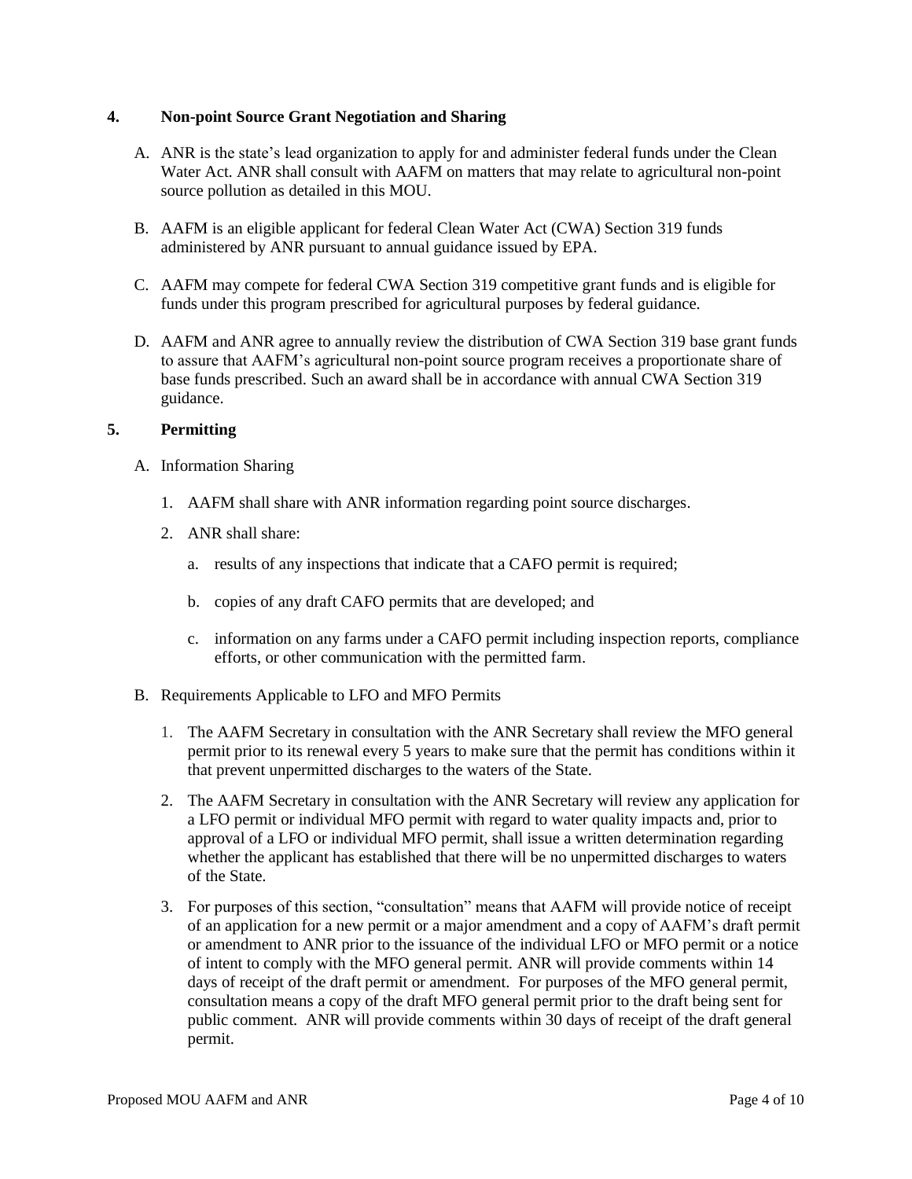## 4. Non-point Source Grant Negotiation and Sharing

A. ANR is the state's lead organization to apply for and administer federal funds under the Clean Water Act. ANR shall consult with AAFM on matters that may relate to agricultural non-point source pollution as detailed in this MOU.

B. AAFM is an eligible applicant for federal Clean Water Act (CWA) Section 319 funds administered by ANR pursuant to annual guidance issued by EPA.

C. AAFM may compete for federal CWA Section 319 competitive grant funds and is eligible for funds under this program prescribed for agricultural purposes by federal guidance.

D. AAFM and ANR agree to annually review the distribution of CWA Section 319 base grant funds to assure that AAFM's agricultural non-point source program receives a proportionate share of base funds prescribed. Such an award shall be in accordance with annual CWA Section 319 guidance.

## 5. Permitting

A. Information Sharing

1. AAFM shall share with ANR information regarding point source discharges.
2. ANR shall share:
   a. results of any inspections that indicate that a CAFO permit is required;
   b. copies of any draft CAFO permits that are developed; and
   c. information on any farms under a CAFO permit including inspection reports, compliance efforts, or other communication with the permitted farm.

B. Requirements Applicable to LFO and MFO Permits

1. The AAFM Secretary in consultation with the ANR Secretary shall review the MFO general permit prior to its renewal every 5 years to make sure that the permit has conditions within it that prevent unpermitted discharges to the waters of the State.
2. The AAFM Secretary in consultation with the ANR Secretary will review any application for a LFO permit or individual MFO permit with regard to water quality impacts and, prior to approval of a LFO or individual MFO permit, shall issue a written determination regarding whether the applicant has established that there will be no unpermitted discharges to waters of the State.
3. For purposes of this section, "consultation" means that AAFM will provide notice of receipt of an application for a new permit or a major amendment and a copy of AAFM's draft permit or amendment to ANR prior to the issuance of the individual LFO or MFO permit or a notice of intent to comply with the MFO general permit. ANR will provide comments within 14 days of receipt of the draft permit or amendment. For purposes of the MFO general permit, consultation means a copy of the draft MFO general permit prior to the draft being sent for public comment. ANR will provide comments within 30 days of receipt of the draft general permit.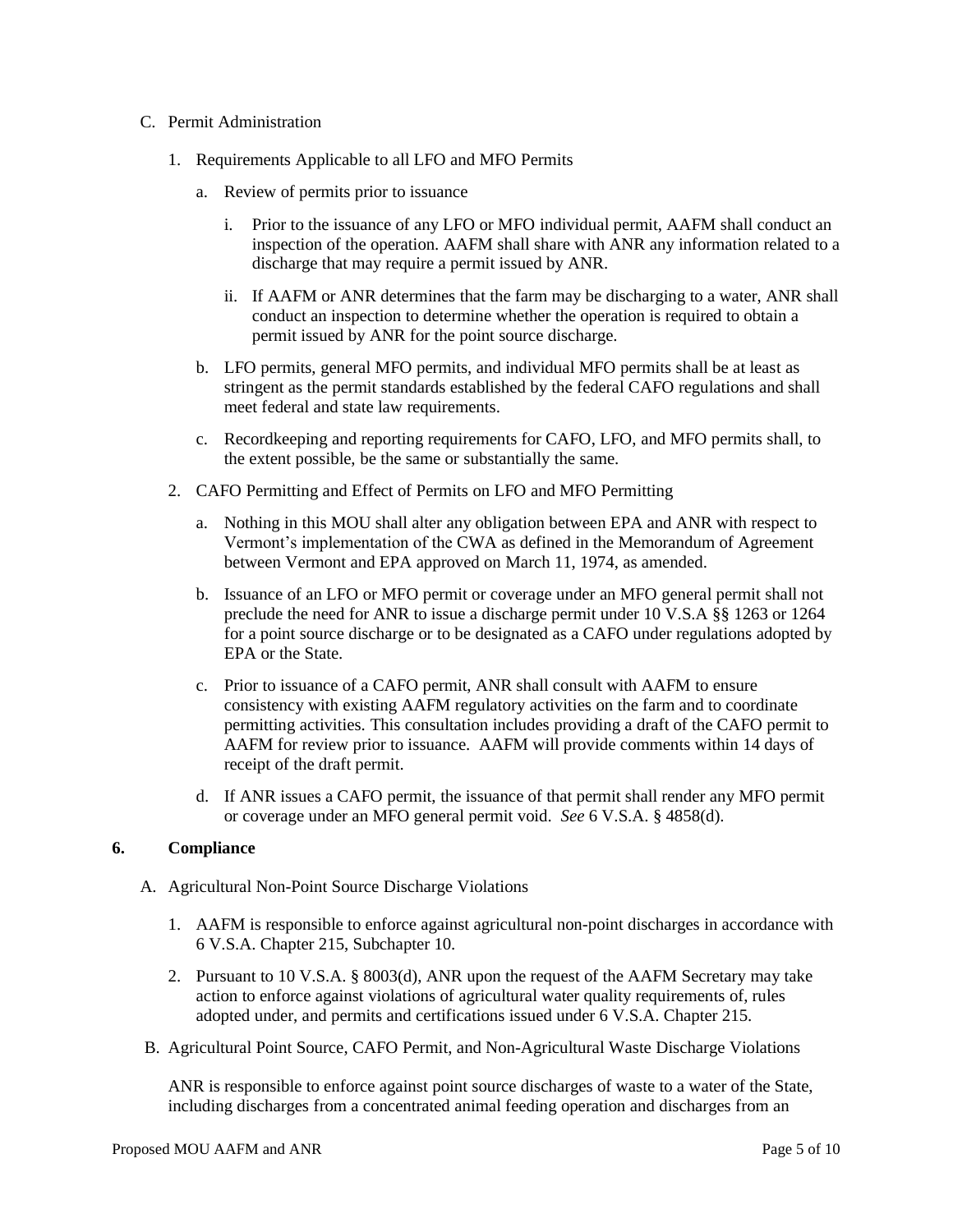C. Permit Administration

1. Requirements Applicable to all LFO and MFO Permits

   a. Review of permits prior to issuance

      i. Prior to the issuance of any LFO or MFO individual permit, AAFM shall conduct an inspection of the operation. AAFM shall share with ANR any information related to a discharge that may require a permit issued by ANR.

      ii. If AAFM or ANR determines that the farm may be discharging to a water, ANR shall conduct an inspection to determine whether the operation is required to obtain a permit issued by ANR for the point source discharge.

   b. LFO permits, general MFO permits, and individual MFO permits shall be at least as stringent as the permit standards established by the federal CAFO regulations and shall meet federal and state law requirements.

   c. Recordkeeping and reporting requirements for CAFO, LFO, and MFO permits shall, to the extent possible, be the same or substantially the same.

2. CAFO Permitting and Effect of Permits on LFO and MFO Permitting

   a. Nothing in this MOU shall alter any obligation between EPA and ANR with respect to Vermont's implementation of the CWA as defined in the Memorandum of Agreement between Vermont and EPA approved on March 11, 1974, as amended.

   b. Issuance of an LFO or MFO permit or coverage under an MFO general permit shall not preclude the need for ANR to issue a discharge permit under 10 V.S.A §§ 1263 or 1264 for a point source discharge or to be designated as a CAFO under regulations adopted by EPA or the State.

   c. Prior to issuance of a CAFO permit, ANR shall consult with AAFM to ensure consistency with existing AAFM regulatory activities on the farm and to coordinate permitting activities. This consultation includes providing a draft of the CAFO permit to AAFM for review prior to issuance. AAFM will provide comments within 14 days of receipt of the draft permit.

   d. If ANR issues a CAFO permit, the issuance of that permit shall render any MFO permit or coverage under an MFO general permit void. *See* 6 V.S.A. § 4858(d).

## 6. Compliance

A. Agricultural Non-Point Source Discharge Violations

1. AAFM is responsible to enforce against agricultural non-point discharges in accordance with 6 V.S.A. Chapter 215, Subchapter 10.

2. Pursuant to 10 V.S.A. § 8003(d), ANR upon the request of the AAFM Secretary may take action to enforce against violations of agricultural water quality requirements of, rules adopted under, and permits and certifications issued under 6 V.S.A. Chapter 215.

B. Agricultural Point Source, CAFO Permit, and Non-Agricultural Waste Discharge Violations

ANR is responsible to enforce against point source discharges of waste to a water of the State, including discharges from a concentrated animal feeding operation and discharges from an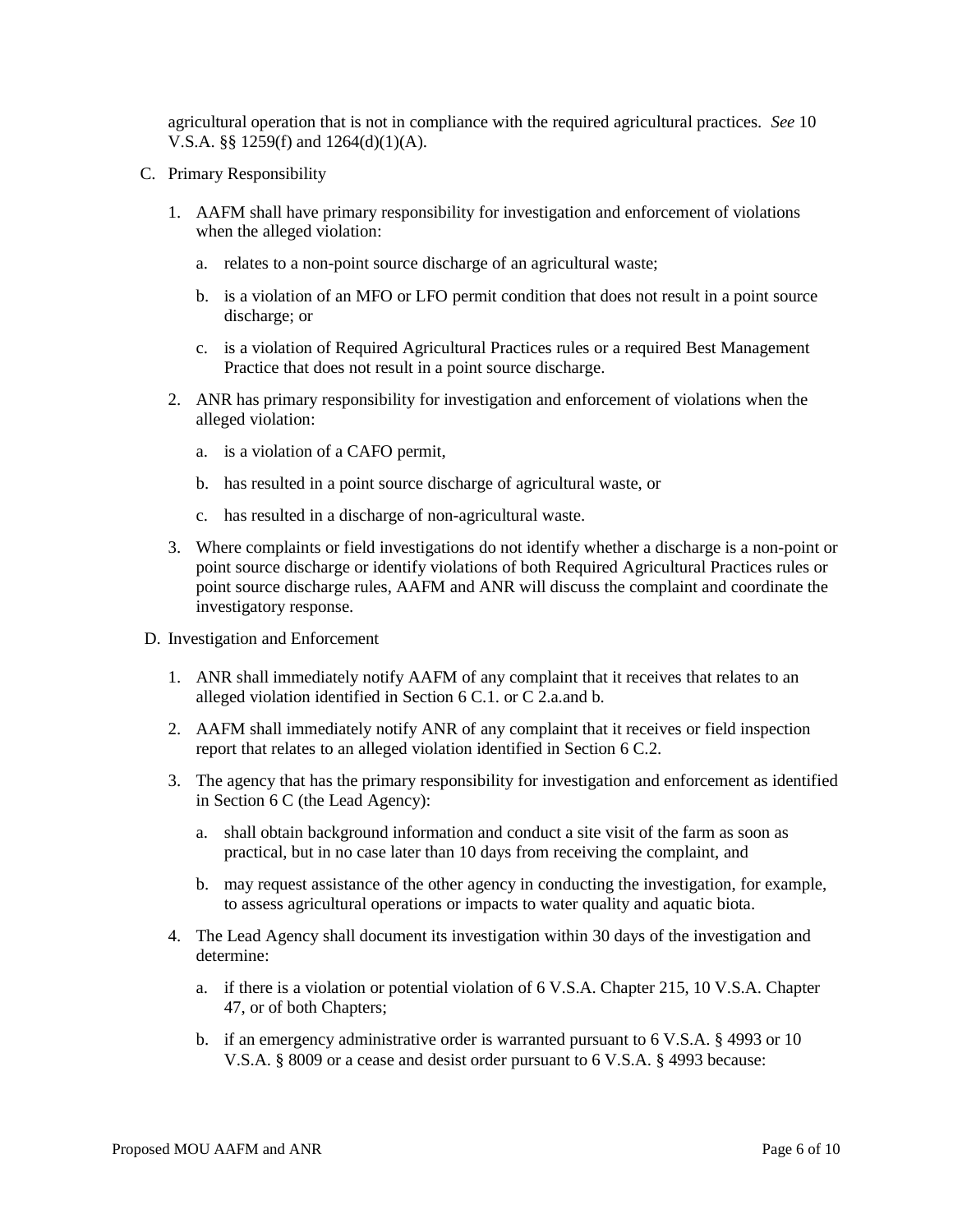agricultural operation that is not in compliance with the required agricultural practices. *See* 10 V.S.A. §§ 1259(f) and 1264(d)(1)(A).

C. Primary Responsibility

1. AAFM shall have primary responsibility for investigation and enforcement of violations when the alleged violation:

   a. relates to a non-point source discharge of an agricultural waste;

   b. is a violation of an MFO or LFO permit condition that does not result in a point source discharge; or

   c. is a violation of Required Agricultural Practices rules or a required Best Management Practice that does not result in a point source discharge.

2. ANR has primary responsibility for investigation and enforcement of violations when the alleged violation:

   a. is a violation of a CAFO permit,

   b. has resulted in a point source discharge of agricultural waste, or

   c. has resulted in a discharge of non-agricultural waste.

3. Where complaints or field investigations do not identify whether a discharge is a non-point or point source discharge or identify violations of both Required Agricultural Practices rules or point source discharge rules, AAFM and ANR will discuss the complaint and coordinate the investigatory response.

D. Investigation and Enforcement

1. ANR shall immediately notify AAFM of any complaint that it receives that relates to an alleged violation identified in Section 6 C.1. or C 2.a.and b.

2. AAFM shall immediately notify ANR of any complaint that it receives or field inspection report that relates to an alleged violation identified in Section 6 C.2.

3. The agency that has the primary responsibility for investigation and enforcement as identified in Section 6 C (the Lead Agency):

   a. shall obtain background information and conduct a site visit of the farm as soon as practical, but in no case later than 10 days from receiving the complaint, and

   b. may request assistance of the other agency in conducting the investigation, for example, to assess agricultural operations or impacts to water quality and aquatic biota.

4. The Lead Agency shall document its investigation within 30 days of the investigation and determine:

   a. if there is a violation or potential violation of 6 V.S.A. Chapter 215, 10 V.S.A. Chapter 47, or of both Chapters;

   b. if an emergency administrative order is warranted pursuant to 6 V.S.A. § 4993 or 10 V.S.A. § 8009 or a cease and desist order pursuant to 6 V.S.A. § 4993 because: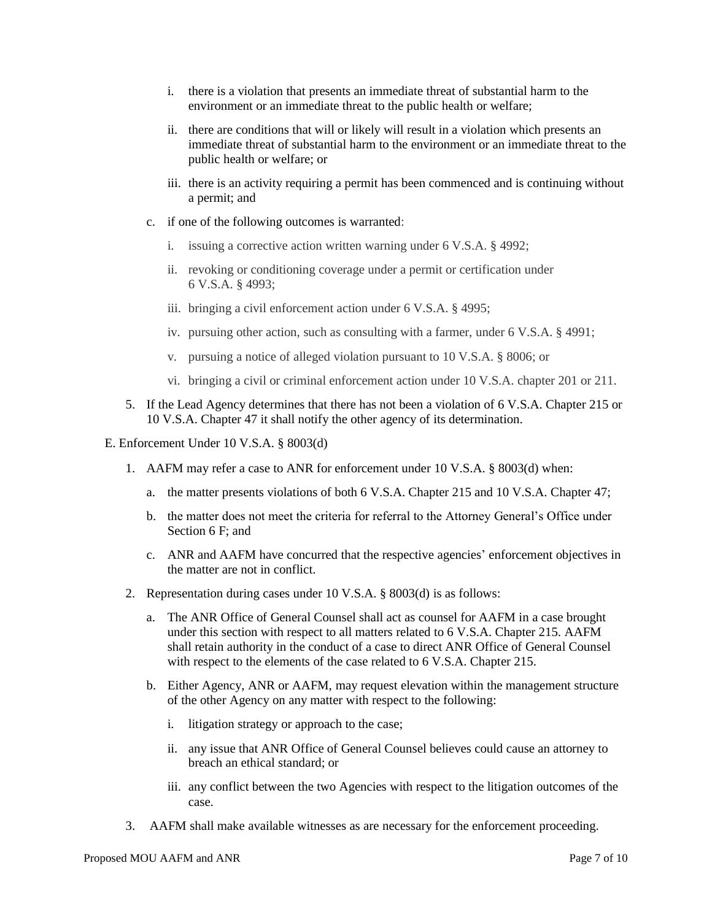i. there is a violation that presents an immediate threat of substantial harm to the environment or an immediate threat to the public health or welfare;

   ii. there are conditions that will or likely will result in a violation which presents an immediate threat of substantial harm to the environment or an immediate threat to the public health or welfare; or

   iii. there is an activity requiring a permit has been commenced and is continuing without a permit; and

c. if one of the following outcomes is warranted:

   i. issuing a corrective action written warning under 6 V.S.A. § 4992;

   ii. revoking or conditioning coverage under a permit or certification under 6 V.S.A. § 4993;

   iii. bringing a civil enforcement action under 6 V.S.A. § 4995;

   iv. pursuing other action, such as consulting with a farmer, under 6 V.S.A. § 4991;

   v. pursuing a notice of alleged violation pursuant to 10 V.S.A. § 8006; or

   vi. bringing a civil or criminal enforcement action under 10 V.S.A. chapter 201 or 211.

5. If the Lead Agency determines that there has not been a violation of 6 V.S.A. Chapter 215 or 10 V.S.A. Chapter 47 it shall notify the other agency of its determination.

E. Enforcement Under 10 V.S.A. § 8003(d)

1. AAFM may refer a case to ANR for enforcement under 10 V.S.A. § 8003(d) when:

   a. the matter presents violations of both 6 V.S.A. Chapter 215 and 10 V.S.A. Chapter 47;

   b. the matter does not meet the criteria for referral to the Attorney General's Office under Section 6 F; and

   c. ANR and AAFM have concurred that the respective agencies' enforcement objectives in the matter are not in conflict.

2. Representation during cases under 10 V.S.A. § 8003(d) is as follows:

   a. The ANR Office of General Counsel shall act as counsel for AAFM in a case brought under this section with respect to all matters related to 6 V.S.A. Chapter 215. AAFM shall retain authority in the conduct of a case to direct ANR Office of General Counsel with respect to the elements of the case related to 6 V.S.A. Chapter 215.

   b. Either Agency, ANR or AAFM, may request elevation within the management structure of the other Agency on any matter with respect to the following:

      i. litigation strategy or approach to the case;

      ii. any issue that ANR Office of General Counsel believes could cause an attorney to breach an ethical standard; or

      iii. any conflict between the two Agencies with respect to the litigation outcomes of the case.

3. AAFM shall make available witnesses as are necessary for the enforcement proceeding.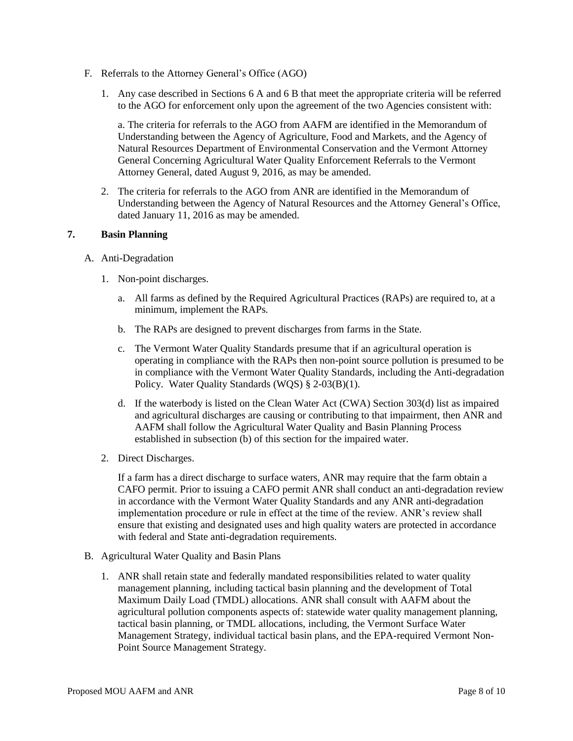F. Referrals to the Attorney General's Office (AGO)

1. Any case described in Sections 6 A and 6 B that meet the appropriate criteria will be referred to the AGO for enforcement only upon the agreement of the two Agencies consistent with:

   a. The criteria for referrals to the AGO from AAFM are identified in the Memorandum of Understanding between the Agency of Agriculture, Food and Markets, and the Agency of Natural Resources Department of Environmental Conservation and the Vermont Attorney General Concerning Agricultural Water Quality Enforcement Referrals to the Vermont Attorney General, dated August 9, 2016, as may be amended.

2. The criteria for referrals to the AGO from ANR are identified in the Memorandum of Understanding between the Agency of Natural Resources and the Attorney General's Office, dated January 11, 2016 as may be amended.

## 7. Basin Planning

A. Anti-Degradation

1. Non-point discharges.

   a. All farms as defined by the Required Agricultural Practices (RAPs) are required to, at a minimum, implement the RAPs.

   b. The RAPs are designed to prevent discharges from farms in the State.

   c. The Vermont Water Quality Standards presume that if an agricultural operation is operating in compliance with the RAPs then non-point source pollution is presumed to be in compliance with the Vermont Water Quality Standards, including the Anti-degradation Policy. Water Quality Standards (WQS) § 2-03(B)(1).

   d. If the waterbody is listed on the Clean Water Act (CWA) Section 303(d) list as impaired and agricultural discharges are causing or contributing to that impairment, then ANR and AAFM shall follow the Agricultural Water Quality and Basin Planning Process established in subsection (b) of this section for the impaired water.

2. Direct Discharges.

   If a farm has a direct discharge to surface waters, ANR may require that the farm obtain a CAFO permit. Prior to issuing a CAFO permit ANR shall conduct an anti-degradation review in accordance with the Vermont Water Quality Standards and any ANR anti-degradation implementation procedure or rule in effect at the time of the review. ANR's review shall ensure that existing and designated uses and high quality waters are protected in accordance with federal and State anti-degradation requirements.

B. Agricultural Water Quality and Basin Plans

1. ANR shall retain state and federally mandated responsibilities related to water quality management planning, including tactical basin planning and the development of Total Maximum Daily Load (TMDL) allocations. ANR shall consult with AAFM about the agricultural pollution components aspects of: statewide water quality management planning, tactical basin planning, or TMDL allocations, including, the Vermont Surface Water Management Strategy, individual tactical basin plans, and the EPA-required Vermont Non-Point Source Management Strategy.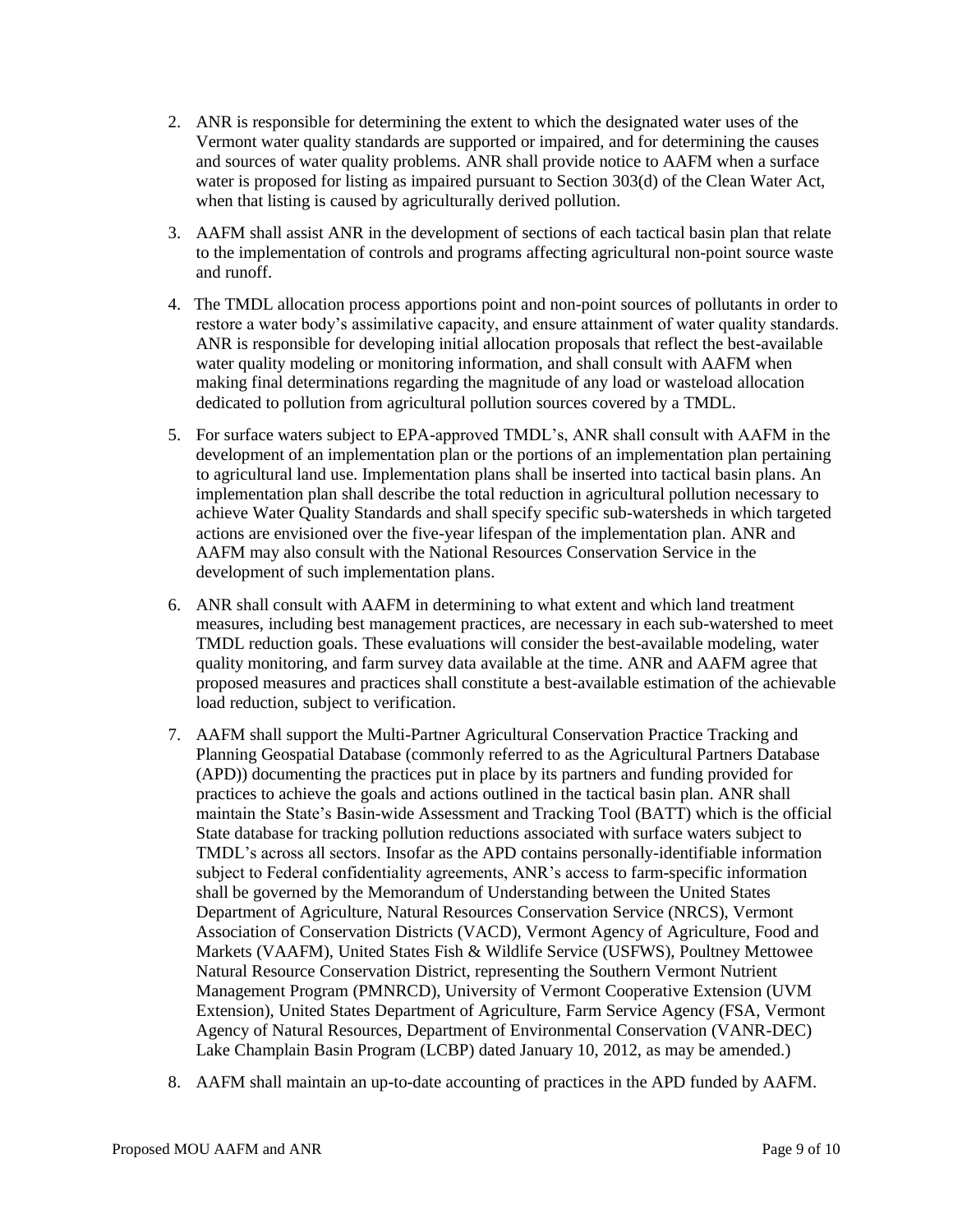2. ANR is responsible for determining the extent to which the designated water uses of the Vermont water quality standards are supported or impaired, and for determining the causes and sources of water quality problems. ANR shall provide notice to AAFM when a surface water is proposed for listing as impaired pursuant to Section 303(d) of the Clean Water Act, when that listing is caused by agriculturally derived pollution.

3. AAFM shall assist ANR in the development of sections of each tactical basin plan that relate to the implementation of controls and programs affecting agricultural non-point source waste and runoff.

4. The TMDL allocation process apportions point and non-point sources of pollutants in order to restore a water body's assimilative capacity, and ensure attainment of water quality standards. ANR is responsible for developing initial allocation proposals that reflect the best-available water quality modeling or monitoring information, and shall consult with AAFM when making final determinations regarding the magnitude of any load or wasteload allocation dedicated to pollution from agricultural pollution sources covered by a TMDL.

5. For surface waters subject to EPA-approved TMDL's, ANR shall consult with AAFM in the development of an implementation plan or the portions of an implementation plan pertaining to agricultural land use. Implementation plans shall be inserted into tactical basin plans. An implementation plan shall describe the total reduction in agricultural pollution necessary to achieve Water Quality Standards and shall specify specific sub-watersheds in which targeted actions are envisioned over the five-year lifespan of the implementation plan. ANR and AAFM may also consult with the National Resources Conservation Service in the development of such implementation plans.

6. ANR shall consult with AAFM in determining to what extent and which land treatment measures, including best management practices, are necessary in each sub-watershed to meet TMDL reduction goals. These evaluations will consider the best-available modeling, water quality monitoring, and farm survey data available at the time. ANR and AAFM agree that proposed measures and practices shall constitute a best-available estimation of the achievable load reduction, subject to verification.

7. AAFM shall support the Multi-Partner Agricultural Conservation Practice Tracking and Planning Geospatial Database (commonly referred to as the Agricultural Partners Database (APD)) documenting the practices put in place by its partners and funding provided for practices to achieve the goals and actions outlined in the tactical basin plan. ANR shall maintain the State's Basin-wide Assessment and Tracking Tool (BATT) which is the official State database for tracking pollution reductions associated with surface waters subject to TMDL's across all sectors. Insofar as the APD contains personally-identifiable information subject to Federal confidentiality agreements, ANR's access to farm-specific information shall be governed by the Memorandum of Understanding between the United States Department of Agriculture, Natural Resources Conservation Service (NRCS), Vermont Association of Conservation Districts (VACD), Vermont Agency of Agriculture, Food and Markets (VAAFM), United States Fish & Wildlife Service (USFWS), Poultney Mettowee Natural Resource Conservation District, representing the Southern Vermont Nutrient Management Program (PMNRCD), University of Vermont Cooperative Extension (UVM Extension), United States Department of Agriculture, Farm Service Agency (FSA, Vermont Agency of Natural Resources, Department of Environmental Conservation (VANR-DEC) Lake Champlain Basin Program (LCBP) dated January 10, 2012, as may be amended.)

8. AAFM shall maintain an up-to-date accounting of practices in the APD funded by AAFM.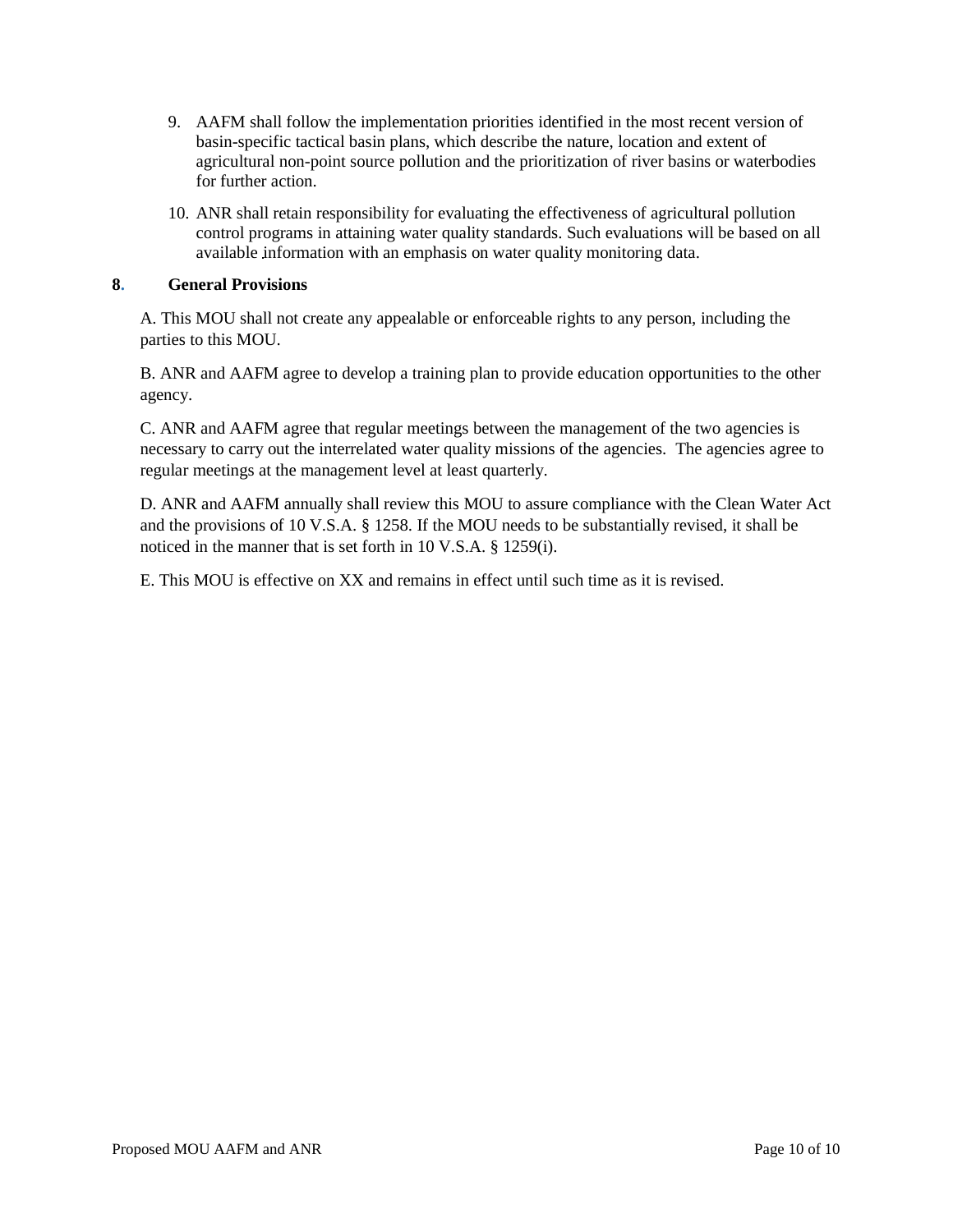9. AAFM shall follow the implementation priorities identified in the most recent version of basin-specific tactical basin plans, which describe the nature, location and extent of agricultural non-point source pollution and the prioritization of river basins or waterbodies for further action.
10. ANR shall retain responsibility for evaluating the effectiveness of agricultural pollution control programs in attaining water quality standards. Such evaluations will be based on all available information with an emphasis on water quality monitoring data.

## 8. General Provisions

A. This MOU shall not create any appealable or enforceable rights to any person, including the parties to this MOU.

B. ANR and AAFM agree to develop a training plan to provide education opportunities to the other agency.

C. ANR and AAFM agree that regular meetings between the management of the two agencies is necessary to carry out the interrelated water quality missions of the agencies. The agencies agree to regular meetings at the management level at least quarterly.

D. ANR and AAFM annually shall review this MOU to assure compliance with the Clean Water Act and the provisions of 10 V.S.A. § 1258. If the MOU needs to be substantially revised, it shall be noticed in the manner that is set forth in 10 V.S.A. § 1259(i).

E. This MOU is effective on XX and remains in effect until such time as it is revised.